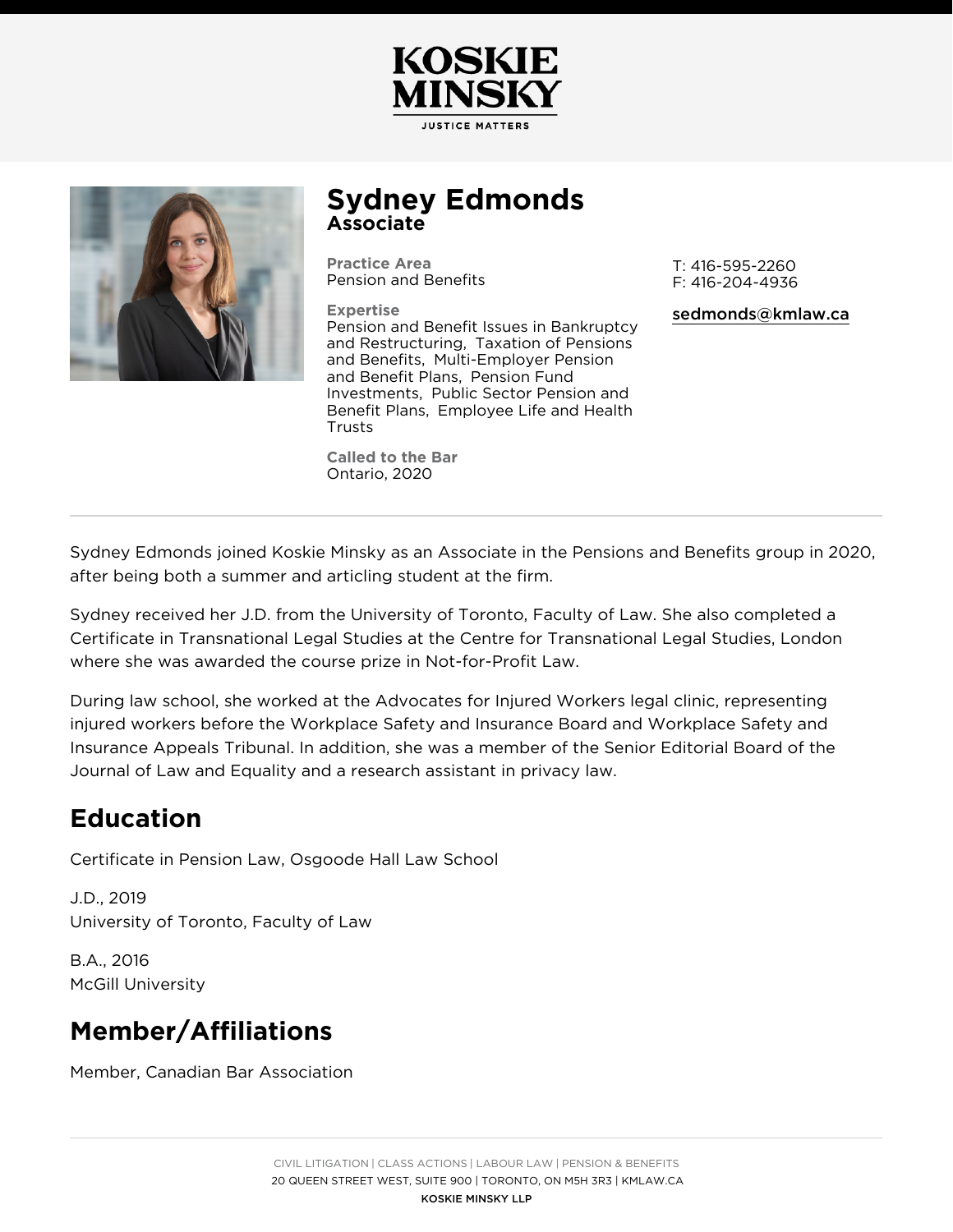# KOSKIE MINSKY

JUSTICE MATTERS

## Sydney Edmonds
**Associate**

**Practice Area**
Pension and Benefits

**Expertise**
Pension and Benefit Issues in Bankruptcy and Restructuring, Taxation of Pensions and Benefits, Multi-Employer Pension and Benefit Plans, Pension Fund Investments, Public Sector Pension and Benefit Plans, Employee Life and Health Trusts

**Called to the Bar**
Ontario, 2020

T: 416-595-2260
F: 416-204-4936

sedmonds@kmlaw.ca

---

Sydney Edmonds joined Koskie Minsky as an Associate in the Pensions and Benefits group in 2020, after being both a summer and articling student at the firm.

Sydney received her J.D. from the University of Toronto, Faculty of Law. She also completed a Certificate in Transnational Legal Studies at the Centre for Transnational Legal Studies, London where she was awarded the course prize in Not-for-Profit Law.

During law school, she worked at the Advocates for Injured Workers legal clinic, representing injured workers before the Workplace Safety and Insurance Board and Workplace Safety and Insurance Appeals Tribunal. In addition, she was a member of the Senior Editorial Board of the Journal of Law and Equality and a research assistant in privacy law.

## Education

Certificate in Pension Law, Osgoode Hall Law School

J.D., 2019
University of Toronto, Faculty of Law

B.A., 2016
McGill University

## Member/Affiliations

Member, Canadian Bar Association

CIVIL LITIGATION | CLASS ACTIONS | LABOUR LAW | PENSION & BENEFITS
20 QUEEN STREET WEST, SUITE 900 | TORONTO, ON M5H 3R3 | KMLAW.CA
KOSKIE MINSKY LLP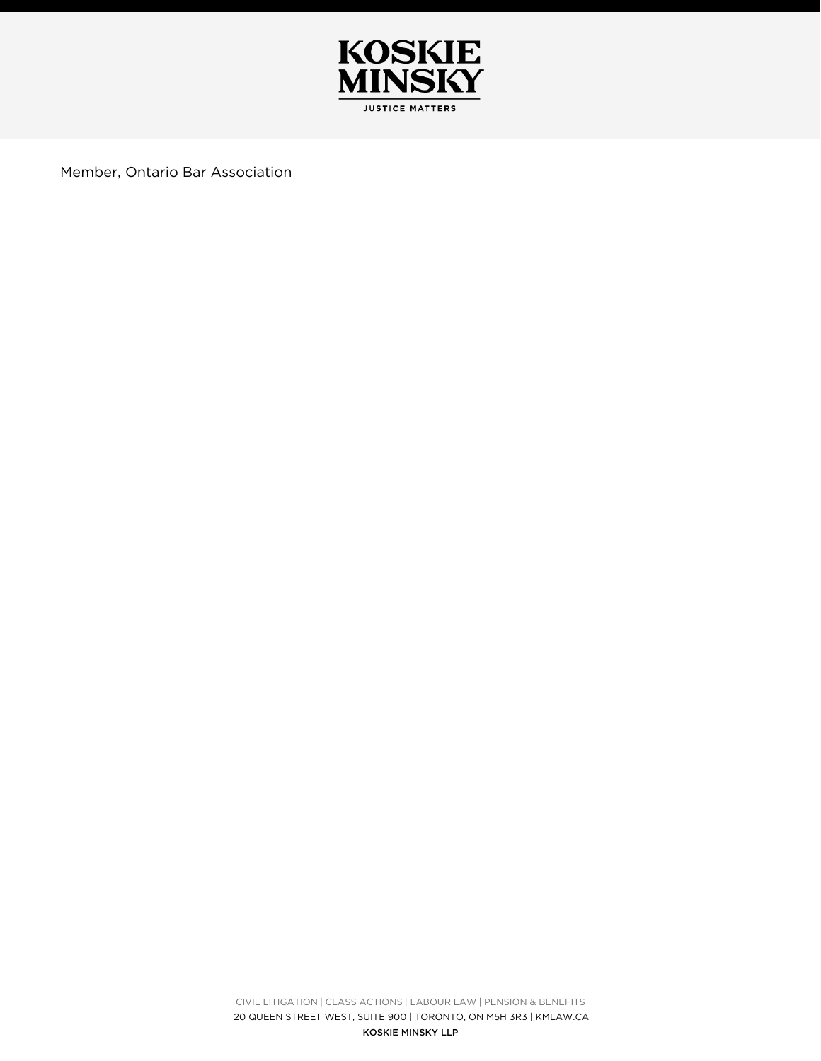Member, Ontario Bar Association